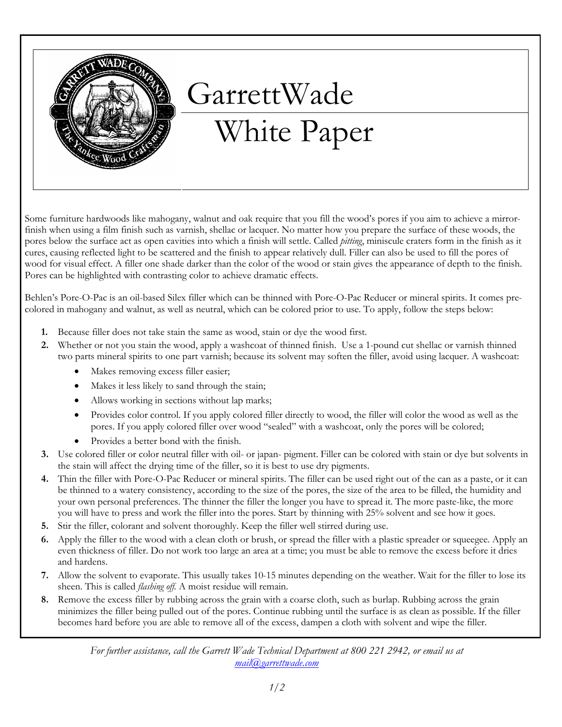# GarrettWade White Paper

Some furniture hardwoods like mahogany, walnut and oak require that you fill the wood's pores if you aim to achieve a mirror-finish when using a film finish such as varnish, shellac or lacquer. No matter how you prepare the surface of these woods, the pores below the surface act as open cavities into which a finish will settle. Called *pitting*, miniscule craters form in the finish as it cures, causing reflected light to be scattered and the finish to appear relatively dull. Filler can also be used to fill the pores of wood for visual effect. A filler one shade darker than the color of the wood or stain gives the appearance of depth to the finish. Pores can be highlighted with contrasting color to achieve dramatic effects.

Behlen's Pore-O-Pac is an oil-based Silex filler which can be thinned with Pore-O-Pac Reducer or mineral spirits. It comes pre-colored in mahogany and walnut, as well as neutral, which can be colored prior to use. To apply, follow the steps below:

1. Because filler does not take stain the same as wood, stain or dye the wood first.
2. Whether or not you stain the wood, apply a washcoat of thinned finish. Use a 1-pound cut shellac or varnish thinned two parts mineral spirits to one part varnish; because its solvent may soften the filler, avoid using lacquer. A washcoat:
   - Makes removing excess filler easier;
   - Makes it less likely to sand through the stain;
   - Allows working in sections without lap marks;
   - Provides color control. If you apply colored filler directly to wood, the filler will color the wood as well as the pores. If you apply colored filler over wood "sealed" with a washcoat, only the pores will be colored;
   - Provides a better bond with the finish.
3. Use colored filler or color neutral filler with oil- or japan- pigment. Filler can be colored with stain or dye but solvents in the stain will affect the drying time of the filler, so it is best to use dry pigments.
4. Thin the filler with Pore-O-Pac Reducer or mineral spirits. The filler can be used right out of the can as a paste, or it can be thinned to a watery consistency, according to the size of the pores, the size of the area to be filled, the humidity and your own personal preferences. The thinner the filler the longer you have to spread it. The more paste-like, the more you will have to press and work the filler into the pores. Start by thinning with 25% solvent and see how it goes.
5. Stir the filler, colorant and solvent thoroughly. Keep the filler well stirred during use.
6. Apply the filler to the wood with a clean cloth or brush, or spread the filler with a plastic spreader or squeegee. Apply an even thickness of filler. Do not work too large an area at a time; you must be able to remove the excess before it dries and hardens.
7. Allow the solvent to evaporate. This usually takes 10-15 minutes depending on the weather. Wait for the filler to lose its sheen. This is called *flashing off*. A moist residue will remain.
8. Remove the excess filler by rubbing across the grain with a coarse cloth, such as burlap. Rubbing across the grain minimizes the filler being pulled out of the pores. Continue rubbing until the surface is as clean as possible. If the filler becomes hard before you are able to remove all of the excess, dampen a cloth with solvent and wipe the filler.

*For further assistance, call the Garrett Wade Technical Department at 800 221 2942, or email us at mail@garrettwade.com*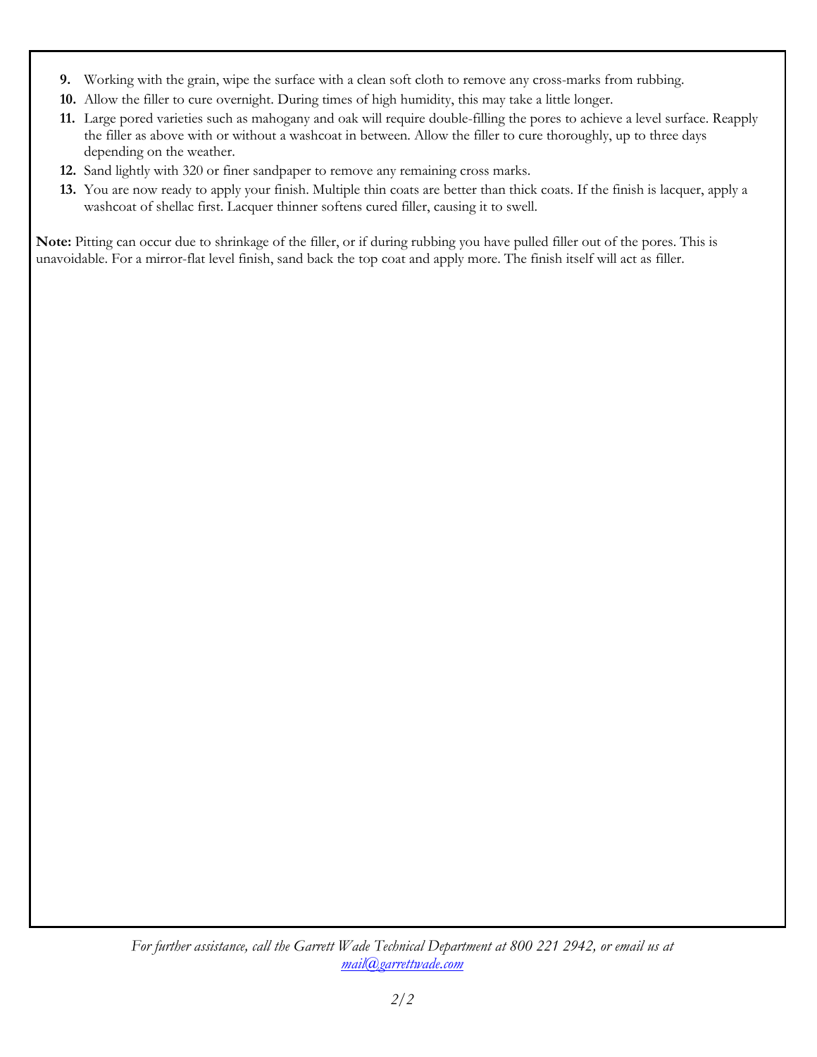9. Working with the grain, wipe the surface with a clean soft cloth to remove any cross-marks from rubbing.
10. Allow the filler to cure overnight. During times of high humidity, this may take a little longer.
11. Large pored varieties such as mahogany and oak will require double-filling the pores to achieve a level surface. Reapply the filler as above with or without a washcoat in between. Allow the filler to cure thoroughly, up to three days depending on the weather.
12. Sand lightly with 320 or finer sandpaper to remove any remaining cross marks.
13. You are now ready to apply your finish. Multiple thin coats are better than thick coats. If the finish is lacquer, apply a washcoat of shellac first. Lacquer thinner softens cured filler, causing it to swell.

**Note:** Pitting can occur due to shrinkage of the filler, or if during rubbing you have pulled filler out of the pores. This is unavoidable. For a mirror-flat level finish, sand back the top coat and apply more. The finish itself will act as filler.

*For further assistance, call the Garrett Wade Technical Department at 800 221 2942, or email us at [mail@garrettwade.com](mailto:mail@garrettwade.com)*